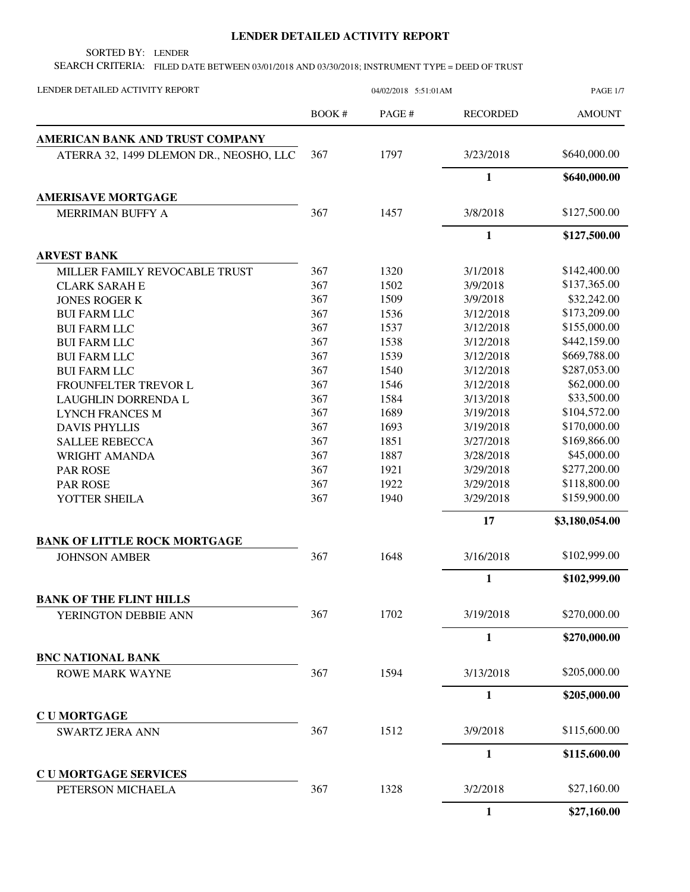# LENDER DETAILED ACTIVITY REPORT

SORTED BY: LENDER

SEARCH CRITERIA: FILED DATE BETWEEN 03/01/2018 AND 03/30/2018; INSTRUMENT TYPE = DEED OF TRUST

LENDER DETAILED ACTIVITY REPORT — 04/02/2018 5:51:01AM

| | BOOK # | PAGE # | RECORDED | AMOUNT |
|---|---|---|---|---|
| **AMERICAN BANK AND TRUST COMPANY** | | | | |
| ATERRA 32, 1499 DLEMON DR., NEOSHO, LLC | 367 | 1797 | 3/23/2018 | $640,000.00 |
| | | | **1** | **$640,000.00** |
| **AMERISAVE MORTGAGE** | | | | |
| MERRIMAN BUFFY A | 367 | 1457 | 3/8/2018 | $127,500.00 |
| | | | **1** | **$127,500.00** |
| **ARVEST BANK** | | | | |
| MILLER FAMILY REVOCABLE TRUST | 367 | 1320 | 3/1/2018 | $142,400.00 |
| CLARK SARAH E | 367 | 1502 | 3/9/2018 | $137,365.00 |
| JONES ROGER K | 367 | 1509 | 3/9/2018 | $32,242.00 |
| BUI FARM LLC | 367 | 1536 | 3/12/2018 | $173,209.00 |
| BUI FARM LLC | 367 | 1537 | 3/12/2018 | $155,000.00 |
| BUI FARM LLC | 367 | 1538 | 3/12/2018 | $442,159.00 |
| BUI FARM LLC | 367 | 1539 | 3/12/2018 | $669,788.00 |
| BUI FARM LLC | 367 | 1540 | 3/12/2018 | $287,053.00 |
| FROUNFELTER TREVOR L | 367 | 1546 | 3/12/2018 | $62,000.00 |
| LAUGHLIN DORRENDA L | 367 | 1584 | 3/13/2018 | $33,500.00 |
| LYNCH FRANCES M | 367 | 1689 | 3/19/2018 | $104,572.00 |
| DAVIS PHYLLIS | 367 | 1693 | 3/19/2018 | $170,000.00 |
| SALLEE REBECCA | 367 | 1851 | 3/27/2018 | $169,866.00 |
| WRIGHT AMANDA | 367 | 1887 | 3/28/2018 | $45,000.00 |
| PAR ROSE | 367 | 1921 | 3/29/2018 | $277,200.00 |
| PAR ROSE | 367 | 1922 | 3/29/2018 | $118,800.00 |
| YOTTER SHEILA | 367 | 1940 | 3/29/2018 | $159,900.00 |
| | | | **17** | **$3,180,054.00** |
| **BANK OF LITTLE ROCK MORTGAGE** | | | | |
| JOHNSON AMBER | 367 | 1648 | 3/16/2018 | $102,999.00 |
| | | | **1** | **$102,999.00** |
| **BANK OF THE FLINT HILLS** | | | | |
| YERINGTON DEBBIE ANN | 367 | 1702 | 3/19/2018 | $270,000.00 |
| | | | **1** | **$270,000.00** |
| **BNC NATIONAL BANK** | | | | |
| ROWE MARK WAYNE | 367 | 1594 | 3/13/2018 | $205,000.00 |
| | | | **1** | **$205,000.00** |
| **C U MORTGAGE** | | | | |
| SWARTZ JERA ANN | 367 | 1512 | 3/9/2018 | $115,600.00 |
| | | | **1** | **$115,600.00** |
| **C U MORTGAGE SERVICES** | | | | |
| PETERSON MICHAELA | 367 | 1328 | 3/2/2018 | $27,160.00 |
| | | | **1** | **$27,160.00** |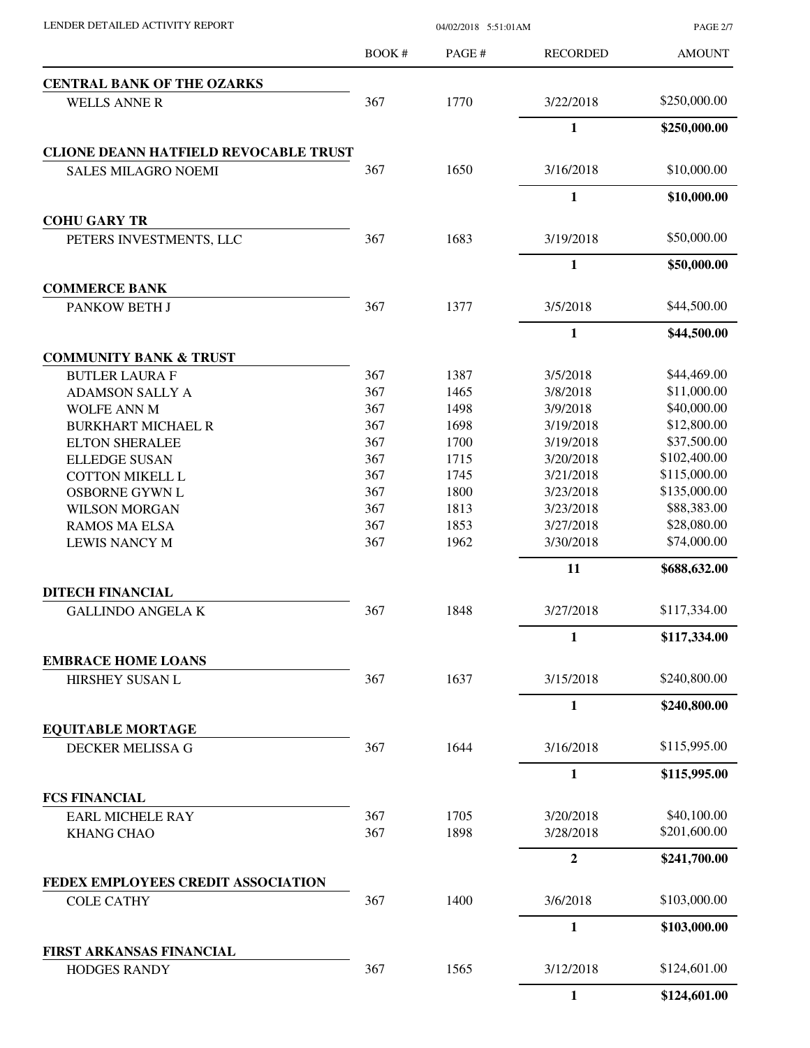| | BOOK # | PAGE # | RECORDED | AMOUNT |
|---|---|---|---|---|
| **CENTRAL BANK OF THE OZARKS** | | | | |
| WELLS ANNE R | 367 | 1770 | 3/22/2018 | $250,000.00 |
| | | | **1** | **$250,000.00** |
| **CLIONE DEANN HATFIELD REVOCABLE TRUST** | | | | |
| SALES MILAGRO NOEMI | 367 | 1650 | 3/16/2018 | $10,000.00 |
| | | | **1** | **$10,000.00** |
| **COHU GARY TR** | | | | |
| PETERS INVESTMENTS, LLC | 367 | 1683 | 3/19/2018 | $50,000.00 |
| | | | **1** | **$50,000.00** |
| **COMMERCE BANK** | | | | |
| PANKOW BETH J | 367 | 1377 | 3/5/2018 | $44,500.00 |
| | | | **1** | **$44,500.00** |
| **COMMUNITY BANK & TRUST** | | | | |
| BUTLER LAURA F | 367 | 1387 | 3/5/2018 | $44,469.00 |
| ADAMSON SALLY A | 367 | 1465 | 3/8/2018 | $11,000.00 |
| WOLFE ANN M | 367 | 1498 | 3/9/2018 | $40,000.00 |
| BURKHART MICHAEL R | 367 | 1698 | 3/19/2018 | $12,800.00 |
| ELTON SHERALEE | 367 | 1700 | 3/19/2018 | $37,500.00 |
| ELLEDGE SUSAN | 367 | 1715 | 3/20/2018 | $102,400.00 |
| COTTON MIKELL L | 367 | 1745 | 3/21/2018 | $115,000.00 |
| OSBORNE GYWN L | 367 | 1800 | 3/23/2018 | $135,000.00 |
| WILSON MORGAN | 367 | 1813 | 3/23/2018 | $88,383.00 |
| RAMOS MA ELSA | 367 | 1853 | 3/27/2018 | $28,080.00 |
| LEWIS NANCY M | 367 | 1962 | 3/30/2018 | $74,000.00 |
| | | | **11** | **$688,632.00** |
| **DITECH FINANCIAL** | | | | |
| GALLINDO ANGELA K | 367 | 1848 | 3/27/2018 | $117,334.00 |
| | | | **1** | **$117,334.00** |
| **EMBRACE HOME LOANS** | | | | |
| HIRSHEY SUSAN L | 367 | 1637 | 3/15/2018 | $240,800.00 |
| | | | **1** | **$240,800.00** |
| **EQUITABLE MORTAGE** | | | | |
| DECKER MELISSA G | 367 | 1644 | 3/16/2018 | $115,995.00 |
| | | | **1** | **$115,995.00** |
| **FCS FINANCIAL** | | | | |
| EARL MICHELE RAY | 367 | 1705 | 3/20/2018 | $40,100.00 |
| KHANG CHAO | 367 | 1898 | 3/28/2018 | $201,600.00 |
| | | | **2** | **$241,700.00** |
| **FEDEX EMPLOYEES CREDIT ASSOCIATION** | | | | |
| COLE CATHY | 367 | 1400 | 3/6/2018 | $103,000.00 |
| | | | **1** | **$103,000.00** |
| **FIRST ARKANSAS FINANCIAL** | | | | |
| HODGES RANDY | 367 | 1565 | 3/12/2018 | $124,601.00 |
| | | | **1** | **$124,601.00** |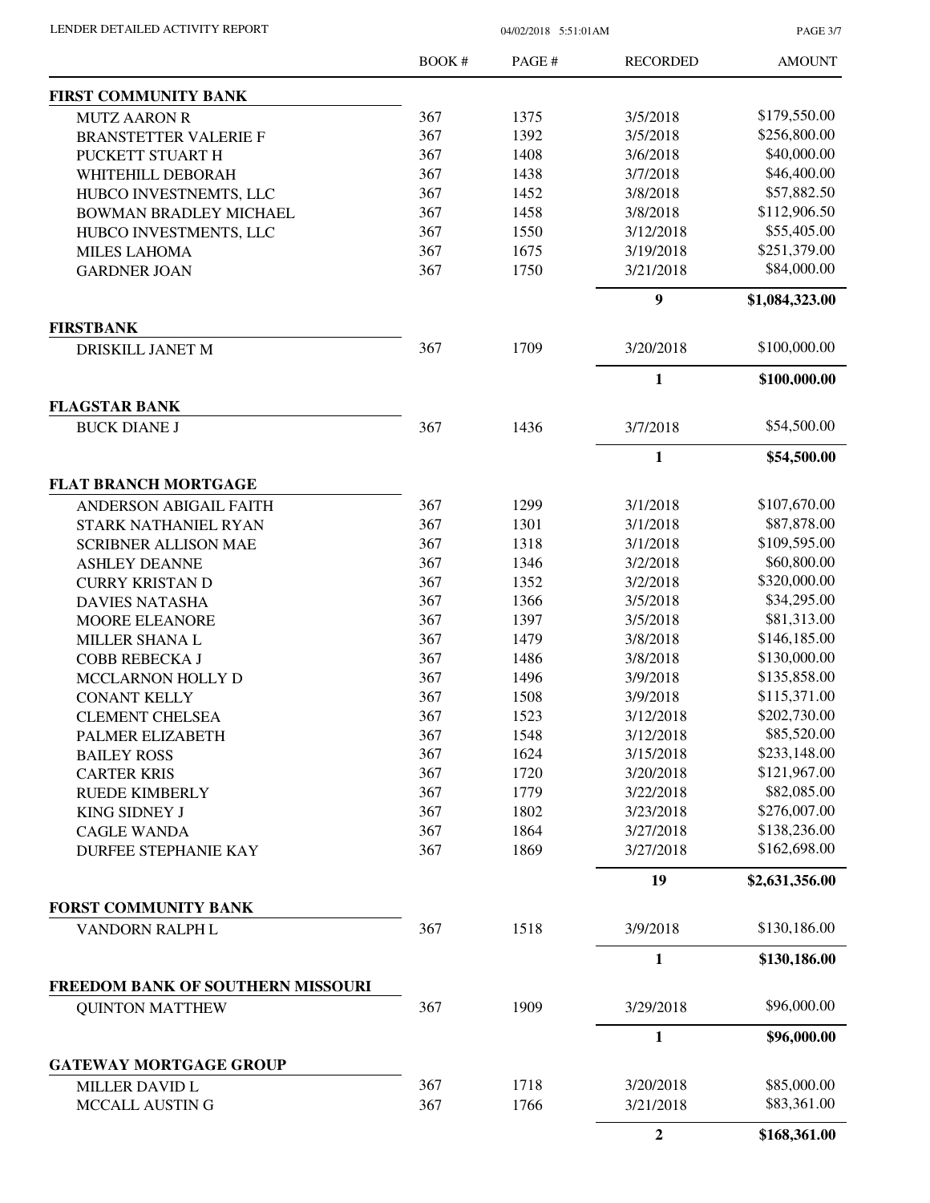| | BOOK # | PAGE # | RECORDED | AMOUNT |
|---|---|---|---|---|
| **FIRST COMMUNITY BANK** | | | | |
| MUTZ AARON R | 367 | 1375 | 3/5/2018 | $179,550.00 |
| BRANSTETTER VALERIE F | 367 | 1392 | 3/5/2018 | $256,800.00 |
| PUCKETT STUART H | 367 | 1408 | 3/6/2018 | $40,000.00 |
| WHITEHILL DEBORAH | 367 | 1438 | 3/7/2018 | $46,400.00 |
| HUBCO INVESTNEMTS, LLC | 367 | 1452 | 3/8/2018 | $57,882.50 |
| BOWMAN BRADLEY MICHAEL | 367 | 1458 | 3/8/2018 | $112,906.50 |
| HUBCO INVESTMENTS, LLC | 367 | 1550 | 3/12/2018 | $55,405.00 |
| MILES LAHOMA | 367 | 1675 | 3/19/2018 | $251,379.00 |
| GARDNER JOAN | 367 | 1750 | 3/21/2018 | $84,000.00 |
| | | | **9** | **$1,084,323.00** |
| **FIRSTBANK** | | | | |
| DRISKILL JANET M | 367 | 1709 | 3/20/2018 | $100,000.00 |
| | | | **1** | **$100,000.00** |
| **FLAGSTAR BANK** | | | | |
| BUCK DIANE J | 367 | 1436 | 3/7/2018 | $54,500.00 |
| | | | **1** | **$54,500.00** |
| **FLAT BRANCH MORTGAGE** | | | | |
| ANDERSON ABIGAIL FAITH | 367 | 1299 | 3/1/2018 | $107,670.00 |
| STARK NATHANIEL RYAN | 367 | 1301 | 3/1/2018 | $87,878.00 |
| SCRIBNER ALLISON MAE | 367 | 1318 | 3/1/2018 | $109,595.00 |
| ASHLEY DEANNE | 367 | 1346 | 3/2/2018 | $60,800.00 |
| CURRY KRISTAN D | 367 | 1352 | 3/2/2018 | $320,000.00 |
| DAVIES NATASHA | 367 | 1366 | 3/5/2018 | $34,295.00 |
| MOORE ELEANORE | 367 | 1397 | 3/5/2018 | $81,313.00 |
| MILLER SHANA L | 367 | 1479 | 3/8/2018 | $146,185.00 |
| COBB REBECKA J | 367 | 1486 | 3/8/2018 | $130,000.00 |
| MCCLARNON HOLLY D | 367 | 1496 | 3/9/2018 | $135,858.00 |
| CONANT KELLY | 367 | 1508 | 3/9/2018 | $115,371.00 |
| CLEMENT CHELSEA | 367 | 1523 | 3/12/2018 | $202,730.00 |
| PALMER ELIZABETH | 367 | 1548 | 3/12/2018 | $85,520.00 |
| BAILEY ROSS | 367 | 1624 | 3/15/2018 | $233,148.00 |
| CARTER KRIS | 367 | 1720 | 3/20/2018 | $121,967.00 |
| RUEDE KIMBERLY | 367 | 1779 | 3/22/2018 | $82,085.00 |
| KING SIDNEY J | 367 | 1802 | 3/23/2018 | $276,007.00 |
| CAGLE WANDA | 367 | 1864 | 3/27/2018 | $138,236.00 |
| DURFEE STEPHANIE KAY | 367 | 1869 | 3/27/2018 | $162,698.00 |
| | | | **19** | **$2,631,356.00** |
| **FORST COMMUNITY BANK** | | | | |
| VANDORN RALPH L | 367 | 1518 | 3/9/2018 | $130,186.00 |
| | | | **1** | **$130,186.00** |
| **FREEDOM BANK OF SOUTHERN MISSOURI** | | | | |
| QUINTON MATTHEW | 367 | 1909 | 3/29/2018 | $96,000.00 |
| | | | **1** | **$96,000.00** |
| **GATEWAY MORTGAGE GROUP** | | | | |
| MILLER DAVID L | 367 | 1718 | 3/20/2018 | $85,000.00 |
| MCCALL AUSTIN G | 367 | 1766 | 3/21/2018 | $83,361.00 |
| | | | **2** | **$168,361.00** |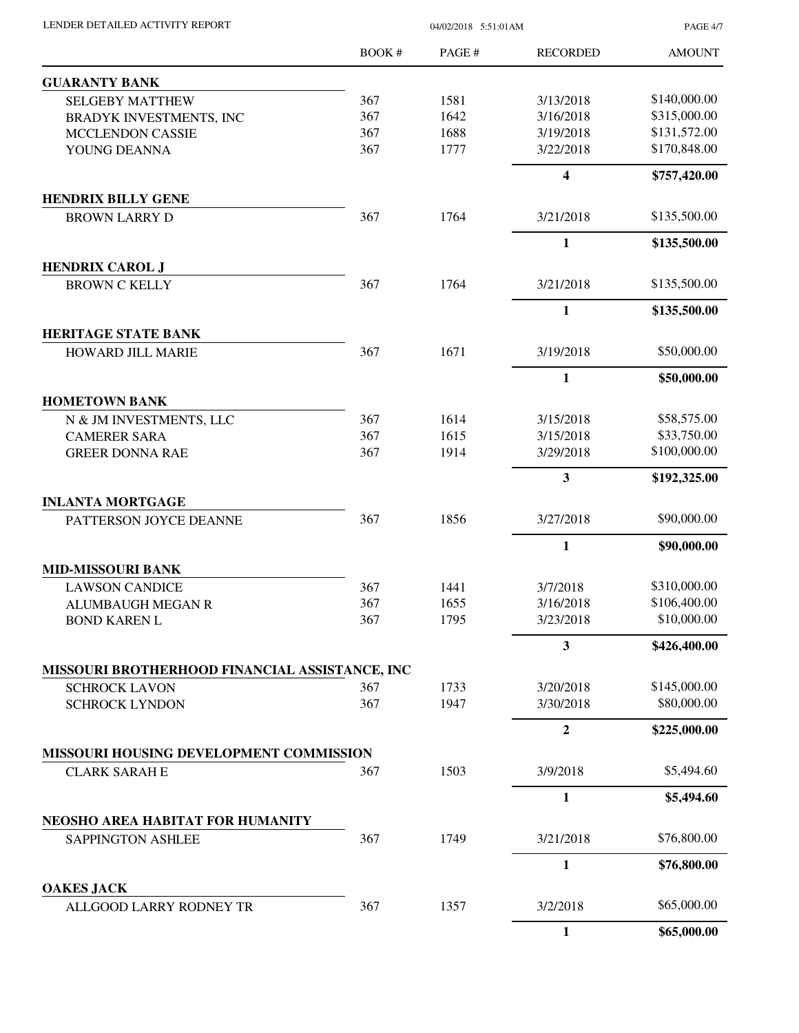LENDER DETAILED ACTIVITY REPORT

04/02/2018 5:51:01AM

| | BOOK # | PAGE # | RECORDED | AMOUNT |
|---|---|---|---|---|
| **GUARANTY BANK** | | | | |
| SELGEBY MATTHEW | 367 | 1581 | 3/13/2018 | \$140,000.00 |
| BRADYK INVESTMENTS, INC | 367 | 1642 | 3/16/2018 | \$315,000.00 |
| MCCLENDON CASSIE | 367 | 1688 | 3/19/2018 | \$131,572.00 |
| YOUNG DEANNA | 367 | 1777 | 3/22/2018 | \$170,848.00 |
| | | | **4** | **\$757,420.00** |
| **HENDRIX BILLY GENE** | | | | |
| BROWN LARRY D | 367 | 1764 | 3/21/2018 | \$135,500.00 |
| | | | **1** | **\$135,500.00** |
| **HENDRIX CAROL J** | | | | |
| BROWN C KELLY | 367 | 1764 | 3/21/2018 | \$135,500.00 |
| | | | **1** | **\$135,500.00** |
| **HERITAGE STATE BANK** | | | | |
| HOWARD JILL MARIE | 367 | 1671 | 3/19/2018 | \$50,000.00 |
| | | | **1** | **\$50,000.00** |
| **HOMETOWN BANK** | | | | |
| N & JM INVESTMENTS, LLC | 367 | 1614 | 3/15/2018 | \$58,575.00 |
| CAMERER SARA | 367 | 1615 | 3/15/2018 | \$33,750.00 |
| GREER DONNA RAE | 367 | 1914 | 3/29/2018 | \$100,000.00 |
| | | | **3** | **\$192,325.00** |
| **INLANTA MORTGAGE** | | | | |
| PATTERSON JOYCE DEANNE | 367 | 1856 | 3/27/2018 | \$90,000.00 |
| | | | **1** | **\$90,000.00** |
| **MID-MISSOURI BANK** | | | | |
| LAWSON CANDICE | 367 | 1441 | 3/7/2018 | \$310,000.00 |
| ALUMBAUGH MEGAN R | 367 | 1655 | 3/16/2018 | \$106,400.00 |
| BOND KAREN L | 367 | 1795 | 3/23/2018 | \$10,000.00 |
| | | | **3** | **\$426,400.00** |
| **MISSOURI BROTHERHOOD FINANCIAL ASSISTANCE, INC** | | | | |
| SCHROCK LAVON | 367 | 1733 | 3/20/2018 | \$145,000.00 |
| SCHROCK LYNDON | 367 | 1947 | 3/30/2018 | \$80,000.00 |
| | | | **2** | **\$225,000.00** |
| **MISSOURI HOUSING DEVELOPMENT COMMISSION** | | | | |
| CLARK SARAH E | 367 | 1503 | 3/9/2018 | \$5,494.60 |
| | | | **1** | **\$5,494.60** |
| **NEOSHO AREA HABITAT FOR HUMANITY** | | | | |
| SAPPINGTON ASHLEE | 367 | 1749 | 3/21/2018 | \$76,800.00 |
| | | | **1** | **\$76,800.00** |
| **OAKES JACK** | | | | |
| ALLGOOD LARRY RODNEY TR | 367 | 1357 | 3/2/2018 | \$65,000.00 |
| | | | **1** | **\$65,000.00** |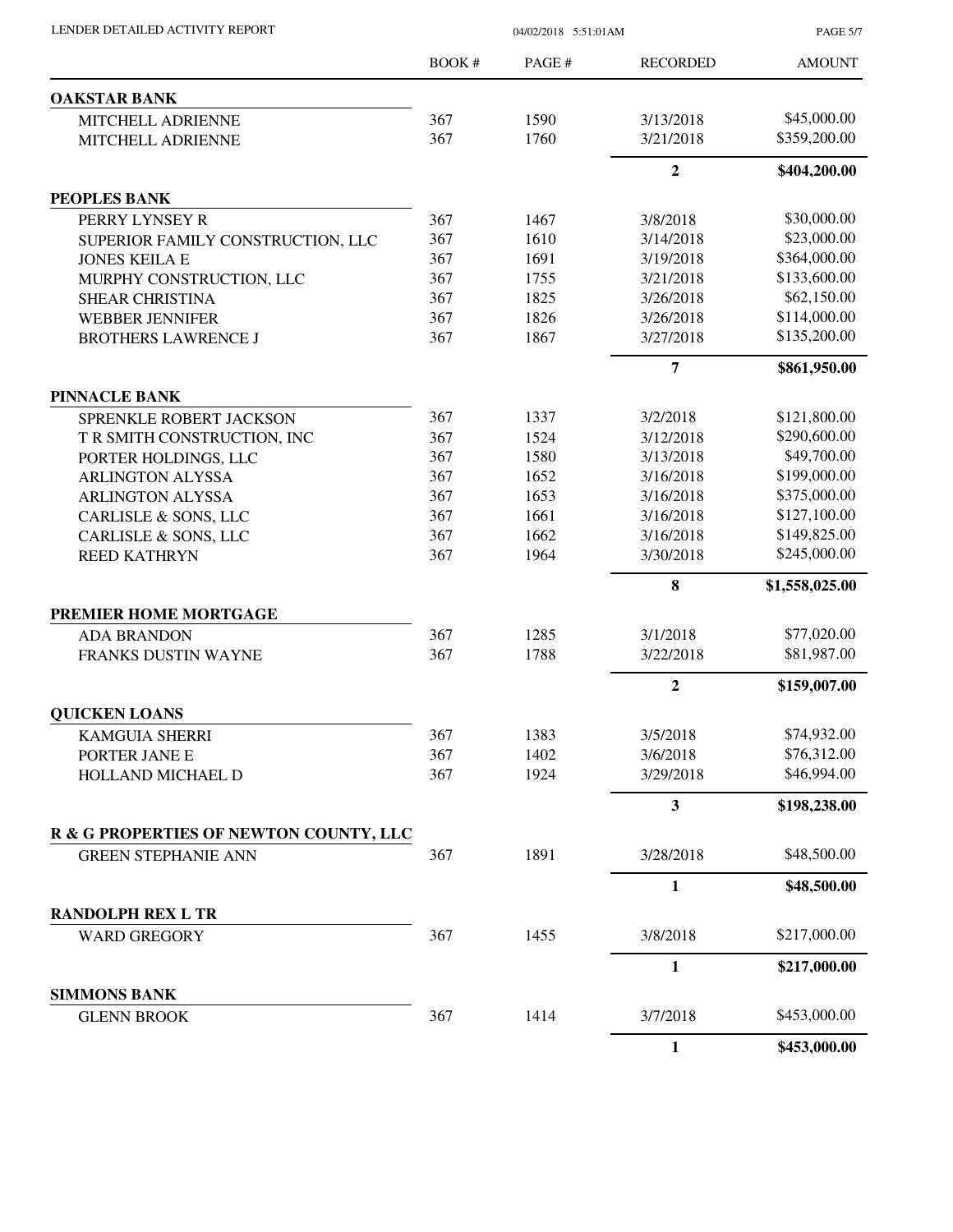| | BOOK # | PAGE # | RECORDED | AMOUNT |
|---|---|---|---|---|
| **OAKSTAR BANK** | | | | |
| MITCHELL ADRIENNE | 367 | 1590 | 3/13/2018 | $45,000.00 |
| MITCHELL ADRIENNE | 367 | 1760 | 3/21/2018 | $359,200.00 |
| | | | **2** | **$404,200.00** |
| **PEOPLES BANK** | | | | |
| PERRY LYNSEY R | 367 | 1467 | 3/8/2018 | $30,000.00 |
| SUPERIOR FAMILY CONSTRUCTION, LLC | 367 | 1610 | 3/14/2018 | $23,000.00 |
| JONES KEILA E | 367 | 1691 | 3/19/2018 | $364,000.00 |
| MURPHY CONSTRUCTION, LLC | 367 | 1755 | 3/21/2018 | $133,600.00 |
| SHEAR CHRISTINA | 367 | 1825 | 3/26/2018 | $62,150.00 |
| WEBBER JENNIFER | 367 | 1826 | 3/26/2018 | $114,000.00 |
| BROTHERS LAWRENCE J | 367 | 1867 | 3/27/2018 | $135,200.00 |
| | | | **7** | **$861,950.00** |
| **PINNACLE BANK** | | | | |
| SPRENKLE ROBERT JACKSON | 367 | 1337 | 3/2/2018 | $121,800.00 |
| T R SMITH CONSTRUCTION, INC | 367 | 1524 | 3/12/2018 | $290,600.00 |
| PORTER HOLDINGS, LLC | 367 | 1580 | 3/13/2018 | $49,700.00 |
| ARLINGTON ALYSSA | 367 | 1652 | 3/16/2018 | $199,000.00 |
| ARLINGTON ALYSSA | 367 | 1653 | 3/16/2018 | $375,000.00 |
| CARLISLE & SONS, LLC | 367 | 1661 | 3/16/2018 | $127,100.00 |
| CARLISLE & SONS, LLC | 367 | 1662 | 3/16/2018 | $149,825.00 |
| REED KATHRYN | 367 | 1964 | 3/30/2018 | $245,000.00 |
| | | | **8** | **$1,558,025.00** |
| **PREMIER HOME MORTGAGE** | | | | |
| ADA BRANDON | 367 | 1285 | 3/1/2018 | $77,020.00 |
| FRANKS DUSTIN WAYNE | 367 | 1788 | 3/22/2018 | $81,987.00 |
| | | | **2** | **$159,007.00** |
| **QUICKEN LOANS** | | | | |
| KAMGUIA SHERRI | 367 | 1383 | 3/5/2018 | $74,932.00 |
| PORTER JANE E | 367 | 1402 | 3/6/2018 | $76,312.00 |
| HOLLAND MICHAEL D | 367 | 1924 | 3/29/2018 | $46,994.00 |
| | | | **3** | **$198,238.00** |
| **R & G PROPERTIES OF NEWTON COUNTY, LLC** | | | | |
| GREEN STEPHANIE ANN | 367 | 1891 | 3/28/2018 | $48,500.00 |
| | | | **1** | **$48,500.00** |
| **RANDOLPH REX L TR** | | | | |
| WARD GREGORY | 367 | 1455 | 3/8/2018 | $217,000.00 |
| | | | **1** | **$217,000.00** |
| **SIMMONS BANK** | | | | |
| GLENN BROOK | 367 | 1414 | 3/7/2018 | $453,000.00 |
| | | | **1** | **$453,000.00** |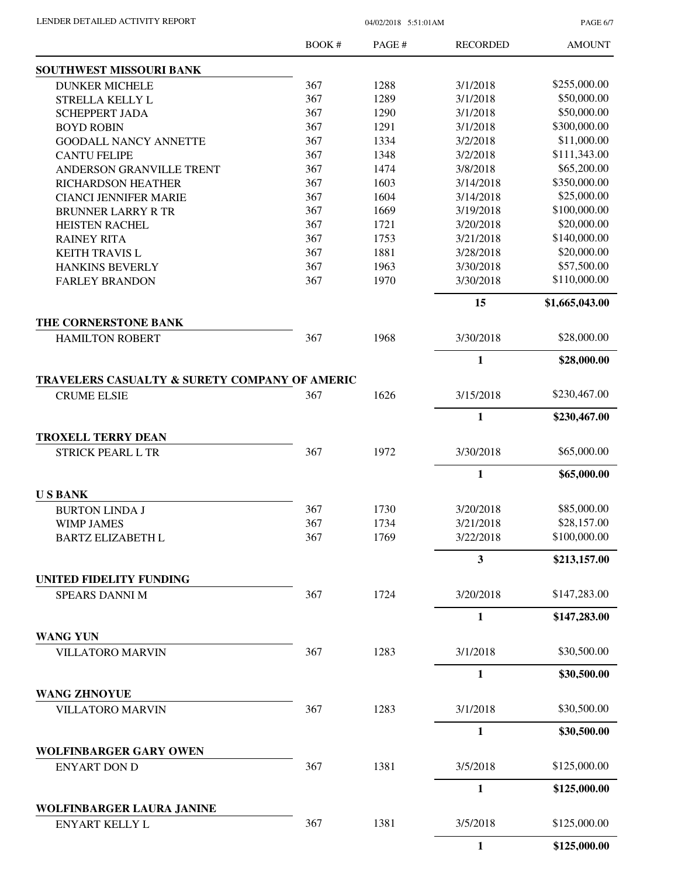| | BOOK # | PAGE # | RECORDED | AMOUNT |
|---|---|---|---|---|
| **SOUTHWEST MISSOURI BANK** | | | | |
| DUNKER MICHELE | 367 | 1288 | 3/1/2018 | $255,000.00 |
| STRELLA KELLY L | 367 | 1289 | 3/1/2018 | $50,000.00 |
| SCHEPPERT JADA | 367 | 1290 | 3/1/2018 | $50,000.00 |
| BOYD ROBIN | 367 | 1291 | 3/1/2018 | $300,000.00 |
| GOODALL NANCY ANNETTE | 367 | 1334 | 3/2/2018 | $11,000.00 |
| CANTU FELIPE | 367 | 1348 | 3/2/2018 | $111,343.00 |
| ANDERSON GRANVILLE TRENT | 367 | 1474 | 3/8/2018 | $65,200.00 |
| RICHARDSON HEATHER | 367 | 1603 | 3/14/2018 | $350,000.00 |
| CIANCI JENNIFER MARIE | 367 | 1604 | 3/14/2018 | $25,000.00 |
| BRUNNER LARRY R TR | 367 | 1669 | 3/19/2018 | $100,000.00 |
| HEISTEN RACHEL | 367 | 1721 | 3/20/2018 | $20,000.00 |
| RAINEY RITA | 367 | 1753 | 3/21/2018 | $140,000.00 |
| KEITH TRAVIS L | 367 | 1881 | 3/28/2018 | $20,000.00 |
| HANKINS BEVERLY | 367 | 1963 | 3/30/2018 | $57,500.00 |
| FARLEY BRANDON | 367 | 1970 | 3/30/2018 | $110,000.00 |
| | | | **15** | **$1,665,043.00** |
| **THE CORNERSTONE BANK** | | | | |
| HAMILTON ROBERT | 367 | 1968 | 3/30/2018 | $28,000.00 |
| | | | **1** | **$28,000.00** |
| **TRAVELERS CASUALTY & SURETY COMPANY OF AMERIC** | | | | |
| CRUME ELSIE | 367 | 1626 | 3/15/2018 | $230,467.00 |
| | | | **1** | **$230,467.00** |
| **TROXELL TERRY DEAN** | | | | |
| STRICK PEARL L TR | 367 | 1972 | 3/30/2018 | $65,000.00 |
| | | | **1** | **$65,000.00** |
| **U S BANK** | | | | |
| BURTON LINDA J | 367 | 1730 | 3/20/2018 | $85,000.00 |
| WIMP JAMES | 367 | 1734 | 3/21/2018 | $28,157.00 |
| BARTZ ELIZABETH L | 367 | 1769 | 3/22/2018 | $100,000.00 |
| | | | **3** | **$213,157.00** |
| **UNITED FIDELITY FUNDING** | | | | |
| SPEARS DANNI M | 367 | 1724 | 3/20/2018 | $147,283.00 |
| | | | **1** | **$147,283.00** |
| **WANG YUN** | | | | |
| VILLATORO MARVIN | 367 | 1283 | 3/1/2018 | $30,500.00 |
| | | | **1** | **$30,500.00** |
| **WANG ZHNOYUE** | | | | |
| VILLATORO MARVIN | 367 | 1283 | 3/1/2018 | $30,500.00 |
| | | | **1** | **$30,500.00** |
| **WOLFINBARGER GARY OWEN** | | | | |
| ENYART DON D | 367 | 1381 | 3/5/2018 | $125,000.00 |
| | | | **1** | **$125,000.00** |
| **WOLFINBARGER LAURA JANINE** | | | | |
| ENYART KELLY L | 367 | 1381 | 3/5/2018 | $125,000.00 |
| | | | **1** | **$125,000.00** |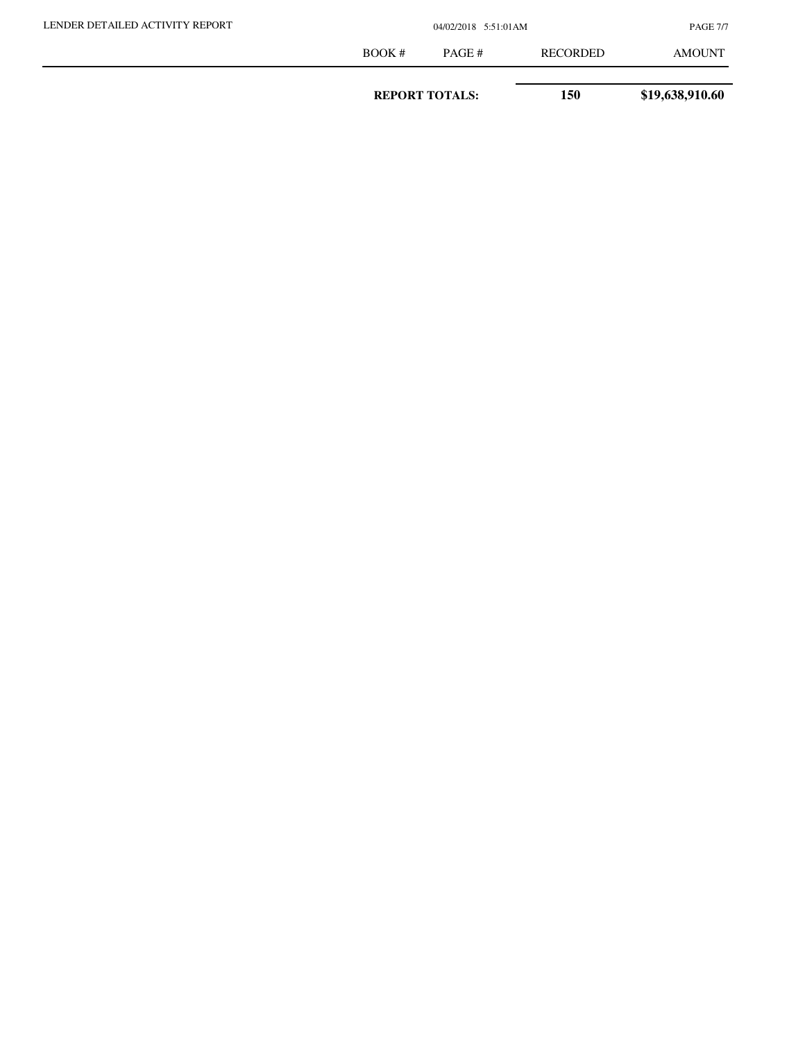| BOOK # | PAGE # | RECORDED | AMOUNT |
| --- | --- | --- | --- |
| **REPORT TOTALS:** | | **150** | **$19,638,910.60** |